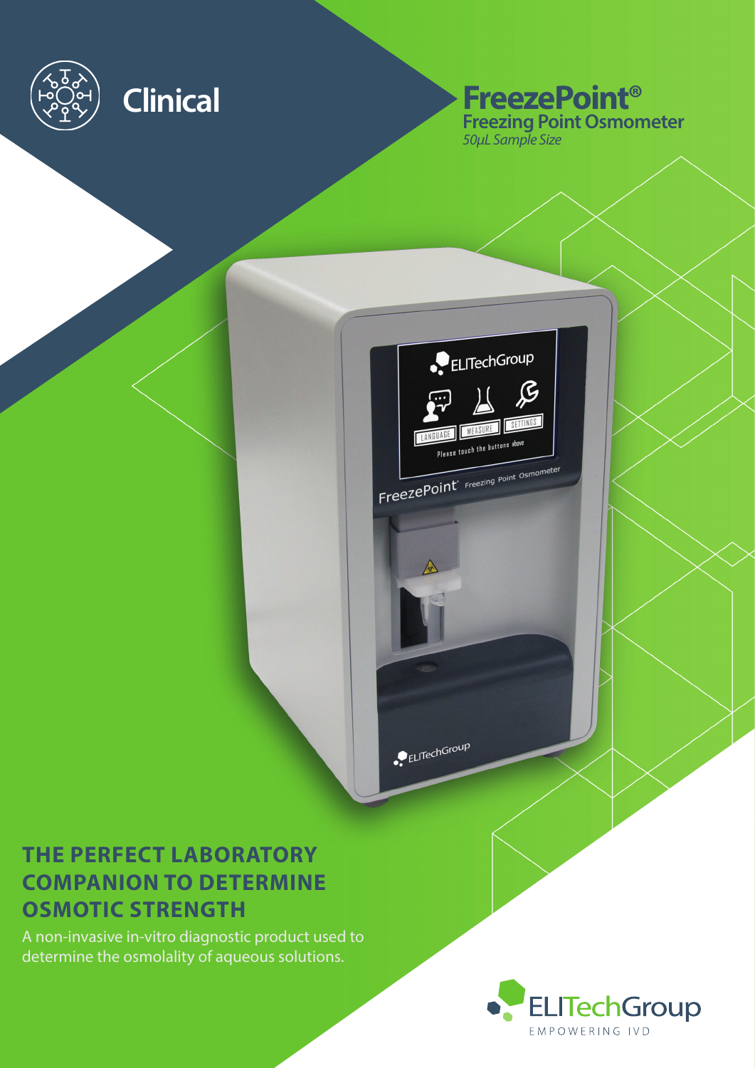Clinical

# FreezePoint®

## Freezing Point Osmometer

*50µL Sample Size*

## THE PERFECT LABORATORY COMPANION TO DETERMINE OSMOTIC STRENGTH

A non-invasive in-vitro diagnostic product used to determine the osmolality of aqueous solutions.

ELITechGroup
EMPOWERING IVD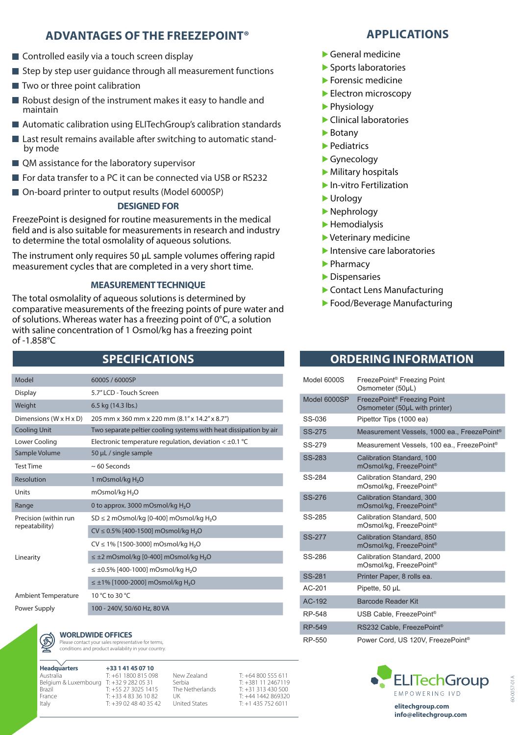## ADVANTAGES OF THE FREEZEPOINT®

- Controlled easily via a touch screen display
- Step by step user guidance through all measurement functions
- Two or three point calibration
- Robust design of the instrument makes it easy to handle and maintain
- Automatic calibration using ELITechGroup's calibration standards
- Last result remains available after switching to automatic stand-by mode
- QM assistance for the laboratory supervisor
- For data transfer to a PC it can be connected via USB or RS232
- On-board printer to output results (Model 6000SP)

### DESIGNED FOR

FreezePoint is designed for routine measurements in the medical field and is also suitable for measurements in research and industry to determine the total osmolality of aqueous solutions.

The instrument only requires 50 µL sample volumes offering rapid measurement cycles that are completed in a very short time.

### MEASUREMENT TECHNIQUE

The total osmolality of aqueous solutions is determined by comparative measurements of the freezing points of pure water and of solutions. Whereas water has a freezing point of 0°C, a solution with saline concentration of 1 Osmol/kg has a freezing point of -1.858°C

## APPLICATIONS

- General medicine
- Sports laboratories
- Forensic medicine
- Electron microscopy
- Physiology
- Clinical laboratories
- Botany
- Pediatrics
- Gynecology
- Military hospitals
- In-vitro Fertilization
- Urology
- Nephrology
- Hemodialysis
- Veterinary medicine
- Intensive care laboratories
- Pharmacy
- Dispensaries
- Contact Lens Manufacturing
- Food/Beverage Manufacturing

## SPECIFICATIONS

| | |
|---|---|
| Model | 6000S / 6000SP |
| Display | 5.7" LCD - Touch Screen |
| Weight | 6.5 kg (14.3 lbs.) |
| Dimensions (W x H x D) | 205 mm x 360 mm x 220 mm (8.1" x 14.2" x 8.7") |
| Cooling Unit | Two separate peltier cooling systems with heat dissipation by air |
| Lower Cooling | Electronic temperature regulation, deviation < ±0.1 °C |
| Sample Volume | 50 µL / single sample |
| Test Time | ~ 60 Seconds |
| Resolution | 1 mOsmol/kg $H_2O$ |
| Units | mOsmol/kg $H_2O$ |
| Range | 0 to approx. 3000 mOsmol/kg $H_2O$ |
| Precision (within run repeatability) | SD ≤ 2 mOsmol/kg [0-400] mOsmol/kg $H_2O$ |
| | CV ≤ 0.5% [400-1500] mOsmol/kg $H_2O$ |
| | CV ≤ 1% [1500-3000] mOsmol/kg $H_2O$ |
| Linearity | ≤ ±2 mOsmol/kg [0-400] mOsmol/kg $H_2O$ |
| | ≤ ±0.5% [400-1000] mOsmol/kg $H_2O$ |
| | ≤ ±1% [1000-2000] mOsmol/kg $H_2O$ |
| Ambient Temperature | 10 °C to 30 °C |
| Power Supply | 100 - 240V, 50/60 Hz, 80 VA |

## ORDERING INFORMATION

| | |
|---|---|
| Model 6000S | FreezePoint® Freezing Point Osmometer (50µL) |
| Model 6000SP | FreezePoint® Freezing Point Osmometer (50µL with printer) |
| SS-036 | Pipettor Tips (1000 ea) |
| SS-275 | Measurement Vessels, 1000 ea., FreezePoint® |
| SS-279 | Measurement Vessels, 100 ea., FreezePoint® |
| SS-283 | Calibration Standard, 100 mOsmol/kg, FreezePoint® |
| SS-284 | Calibration Standard, 290 mOsmol/kg, FreezePoint® |
| SS-276 | Calibration Standard, 300 mOsmol/kg, FreezePoint® |
| SS-285 | Calibration Standard, 500 mOsmol/kg, FreezePoint® |
| SS-277 | Calibration Standard, 850 mOsmol/kg, FreezePoint® |
| SS-286 | Calibration Standard, 2000 mOsmol/kg, FreezePoint® |
| SS-281 | Printer Paper, 8 rolls ea. |
| AC-201 | Pipette, 50 µL |
| AC-192 | Barcode Reader Kit |
| RP-548 | USB Cable, FreezePoint® |
| RP-549 | RS232 Cable, FreezePoint® |
| RP-550 | Power Cord, US 120V, FreezePoint® |

**WORLDWIDE OFFICES**
Please contact your sales representative for terms, conditions and product availability in your country.

| | | | |
|---|---|---|---|
| **Headquarters** | **+33 1 41 45 07 10** | | |
| Australia | T: +61 1800 815 098 | New Zealand | T: +64 800 555 611 |
| Belgium & Luxembourg | T: +32 9 282 05 31 | Serbia | T: +381 11 2467119 |
| Brazil | T: +55 27 3025 1415 | The Netherlands | T: +31 313 430 500 |
| France | T: +33 4 83 36 10 82 | UK | T: +44 1442 869320 |
| Italy | T: +39 02 48 40 35 42 | United States | T: +1 435 752 6011 |

ELITechGroup
EMPOWERING IVD

**elitechgroup.com**
**info@elitechgroup.com**

60-0057-01 A